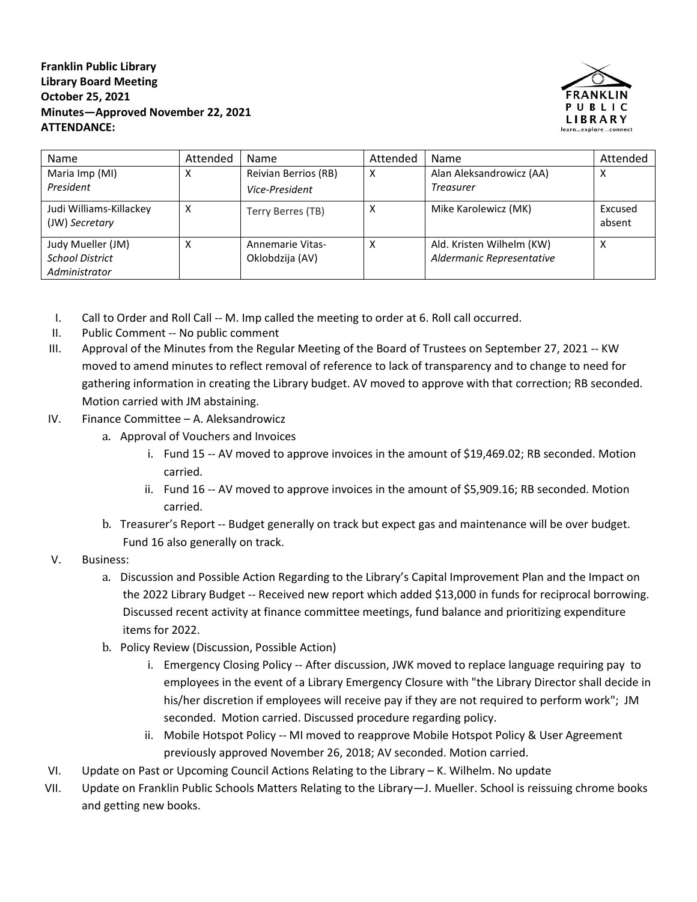**Franklin Public Library**
**Library Board Meeting**
**October 25, 2021**
**Minutes—Approved November 22, 2021**
**ATTENDANCE:**

| Name | Attended | Name | Attended | Name | Attended |
|---|---|---|---|---|---|
| Maria Imp (MI) *President* | X | Reivian Berrios (RB) *Vice-President* | X | Alan Aleksandrowicz (AA) *Treasurer* | X |
| Judi Williams-Killackey (JW) *Secretary* | X | Terry Berres (TB) | X | Mike Karolewicz (MK) | Excused absent |
| Judy Mueller (JM) *School District Administrator* | X | Annemarie Vitas-Oklobdzija (AV) | X | Ald. Kristen Wilhelm (KW) *Aldermanic Representative* | X |

I. Call to Order and Roll Call -- M. Imp called the meeting to order at 6. Roll call occurred.

II. Public Comment -- No public comment

III. Approval of the Minutes from the Regular Meeting of the Board of Trustees on September 27, 2021 -- KW moved to amend minutes to reflect removal of reference to lack of transparency and to change to need for gathering information in creating the Library budget. AV moved to approve with that correction; RB seconded. Motion carried with JM abstaining.

IV. Finance Committee – A. Aleksandrowicz
   a. Approval of Vouchers and Invoices
      i. Fund 15 -- AV moved to approve invoices in the amount of $19,469.02; RB seconded. Motion carried.
      ii. Fund 16 -- AV moved to approve invoices in the amount of $5,909.16; RB seconded. Motion carried.
   b. Treasurer's Report -- Budget generally on track but expect gas and maintenance will be over budget. Fund 16 also generally on track.

V. Business:
   a. Discussion and Possible Action Regarding to the Library's Capital Improvement Plan and the Impact on the 2022 Library Budget -- Received new report which added $13,000 in funds for reciprocal borrowing. Discussed recent activity at finance committee meetings, fund balance and prioritizing expenditure items for 2022.
   b. Policy Review (Discussion, Possible Action)
      i. Emergency Closing Policy -- After discussion, JWK moved to replace language requiring pay to employees in the event of a Library Emergency Closure with "the Library Director shall decide in his/her discretion if employees will receive pay if they are not required to perform work"; JM seconded. Motion carried. Discussed procedure regarding policy.
      ii. Mobile Hotspot Policy -- MI moved to reapprove Mobile Hotspot Policy & User Agreement previously approved November 26, 2018; AV seconded. Motion carried.

VI. Update on Past or Upcoming Council Actions Relating to the Library – K. Wilhelm. No update

VII. Update on Franklin Public Schools Matters Relating to the Library—J. Mueller. School is reissuing chrome books and getting new books.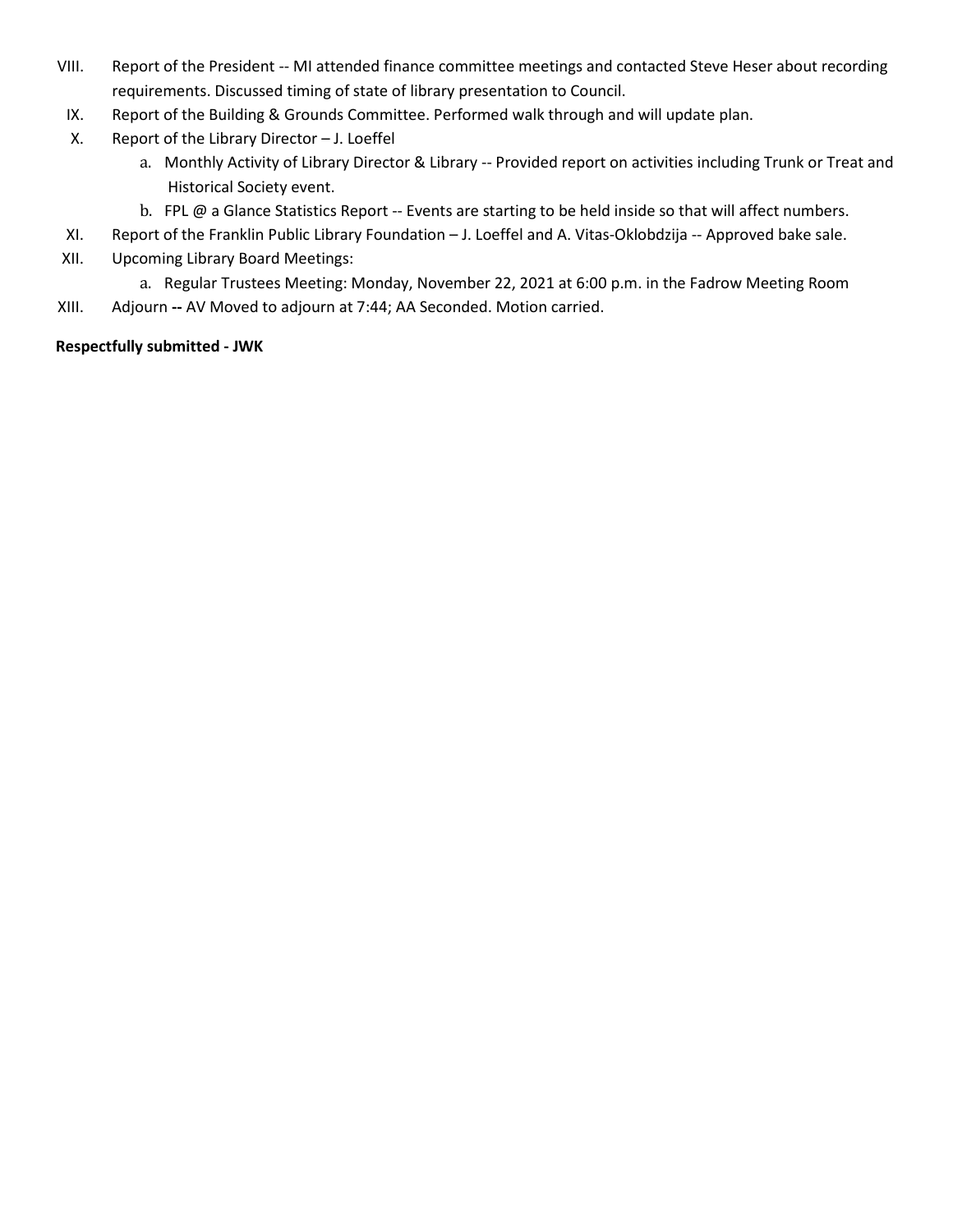VIII. Report of the President -- MI attended finance committee meetings and contacted Steve Heser about recording requirements. Discussed timing of state of library presentation to Council.

IX. Report of the Building & Grounds Committee. Performed walk through and will update plan.

X. Report of the Library Director – J. Loeffel

   a. Monthly Activity of Library Director & Library -- Provided report on activities including Trunk or Treat and Historical Society event.

   b. FPL @ a Glance Statistics Report -- Events are starting to be held inside so that will affect numbers.

XI. Report of the Franklin Public Library Foundation – J. Loeffel and A. Vitas-Oklobdzija -- Approved bake sale.

XII. Upcoming Library Board Meetings:

   a. Regular Trustees Meeting: Monday, November 22, 2021 at 6:00 p.m. in the Fadrow Meeting Room

XIII. Adjourn **--** AV Moved to adjourn at 7:44; AA Seconded. Motion carried.

**Respectfully submitted - JWK**